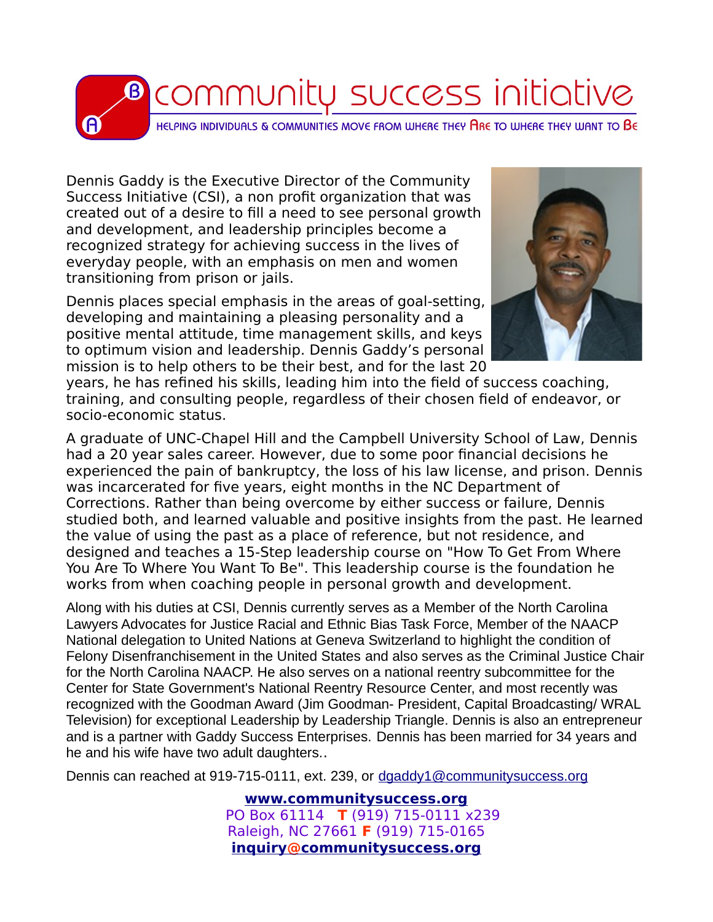# community success initiative

HELPING INDIVIDUALS & COMMUNITIES MOVE FROM WHERE THEY ARE TO WHERE THEY WANT TO BE

Dennis Gaddy is the Executive Director of the Community Success Initiative (CSI), a non profit organization that was created out of a desire to fill a need to see personal growth and development, and leadership principles become a recognized strategy for achieving success in the lives of everyday people, with an emphasis on men and women transitioning from prison or jails.

Dennis places special emphasis in the areas of goal-setting, developing and maintaining a pleasing personality and a positive mental attitude, time management skills, and keys to optimum vision and leadership. Dennis Gaddy's personal mission is to help others to be their best, and for the last 20 years, he has refined his skills, leading him into the field of success coaching, training, and consulting people, regardless of their chosen field of endeavor, or socio-economic status.

A graduate of UNC-Chapel Hill and the Campbell University School of Law, Dennis had a 20 year sales career. However, due to some poor financial decisions he experienced the pain of bankruptcy, the loss of his law license, and prison. Dennis was incarcerated for five years, eight months in the NC Department of Corrections. Rather than being overcome by either success or failure, Dennis studied both, and learned valuable and positive insights from the past. He learned the value of using the past as a place of reference, but not residence, and designed and teaches a 15-Step leadership course on "How To Get From Where You Are To Where You Want To Be". This leadership course is the foundation he works from when coaching people in personal growth and development.

Along with his duties at CSI, Dennis currently serves as a Member of the North Carolina Lawyers Advocates for Justice Racial and Ethnic Bias Task Force, Member of the NAACP National delegation to United Nations at Geneva Switzerland to highlight the condition of Felony Disenfranchisement in the United States and also serves as the Criminal Justice Chair for the North Carolina NAACP. He also serves on a national reentry subcommittee for the Center for State Government's National Reentry Resource Center, and most recently was recognized with the Goodman Award (Jim Goodman- President, Capital Broadcasting/ WRAL Television) for exceptional Leadership by Leadership Triangle. Dennis is also an entrepreneur and is a partner with Gaddy Success Enterprises. Dennis has been married for 34 years and he and his wife have two adult daughters..

Dennis can reached at 919-715-0111, ext. 239, or dgaddy1@communitysuccess.org

**www.communitysuccess.org**
PO Box 61114 **T** (919) 715-0111 x239
Raleigh, NC 27661 **F** (919) 715-0165
**inquiry@communitysuccess.org**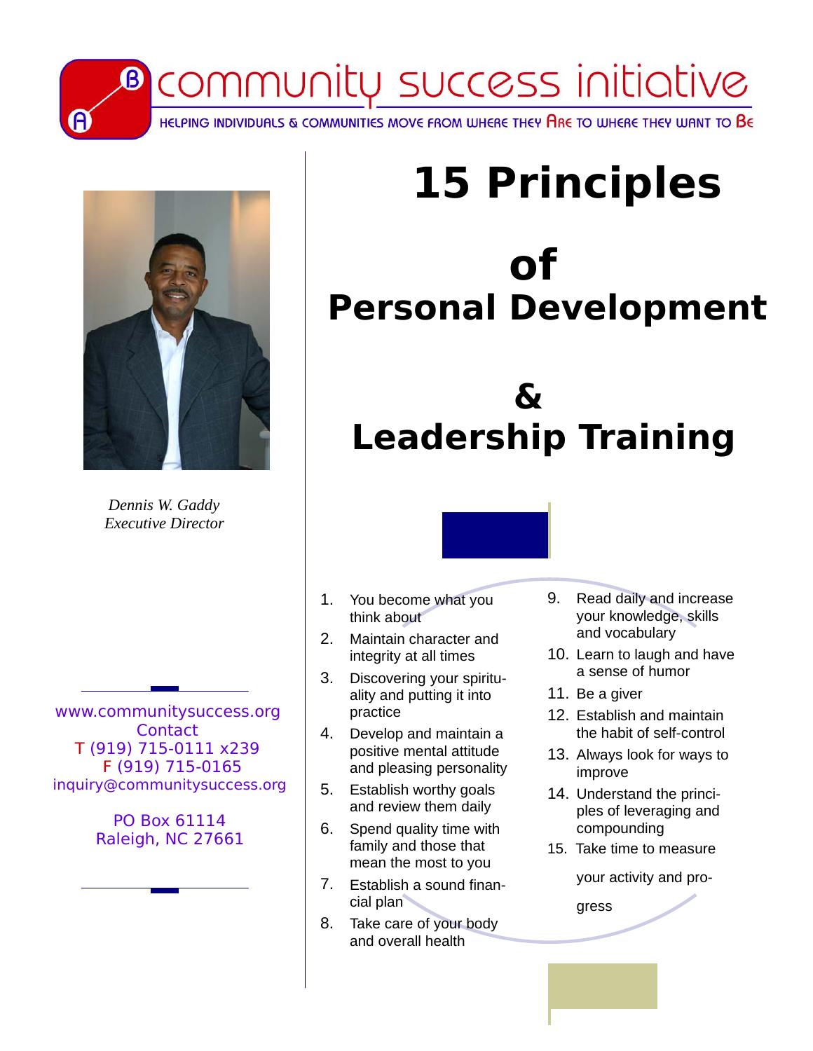community success initiative

HELPING INDIVIDUALS & COMMUNITIES MOVE FROM WHERE THEY ARE TO WHERE THEY WANT TO BE

# 15 Principles of Personal Development & Leadership Training

*Dennis W. Gaddy*
*Executive Director*

1. You become what you think about
2. Maintain character and integrity at all times
3. Discovering your spirituality and putting it into practice
4. Develop and maintain a positive mental attitude and pleasing personality
5. Establish worthy goals and review them daily
6. Spend quality time with family and those that mean the most to you
7. Establish a sound financial plan
8. Take care of your body and overall health
9. Read daily and increase your knowledge, skills and vocabulary
10. Learn to laugh and have a sense of humor
11. Be a giver
12. Establish and maintain the habit of self-control
13. Always look for ways to improve
14. Understand the principles of leveraging and compounding
15. Take time to measure your activity and progress

www.communitysuccess.org
Contact
T (919) 715-0111 x239
F (919) 715-0165
inquiry@communitysuccess.org

PO Box 61114
Raleigh, NC 27661